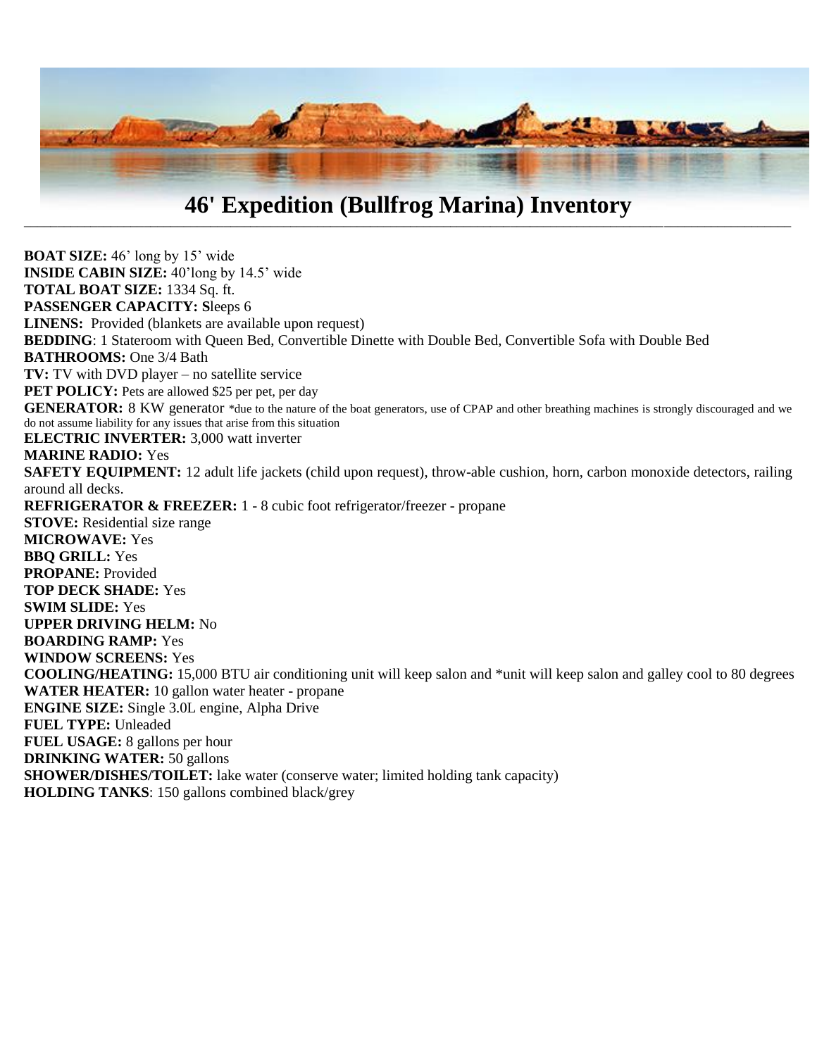# 46' Expedition (Bullfrog Marina) Inventory

**BOAT SIZE:** 46' long by 15' wide
**INSIDE CABIN SIZE:** 40'long by 14.5' wide
**TOTAL BOAT SIZE:** 1334 Sq. ft.
**PASSENGER CAPACITY: S**leeps 6
**LINENS:** Provided (blankets are available upon request)
**BEDDING**: 1 Stateroom with Queen Bed, Convertible Dinette with Double Bed, Convertible Sofa with Double Bed
**BATHROOMS:** One 3/4 Bath
**TV:** TV with DVD player – no satellite service
**PET POLICY:** Pets are allowed $25 per pet, per day
**GENERATOR:** 8 KW generator *due to the nature of the boat generators, use of CPAP and other breathing machines is strongly discouraged and we do not assume liability for any issues that arise from this situation
**ELECTRIC INVERTER:** 3,000 watt inverter
**MARINE RADIO:** Yes
**SAFETY EQUIPMENT:** 12 adult life jackets (child upon request), throw-able cushion, horn, carbon monoxide detectors, railing around all decks.
**REFRIGERATOR & FREEZER:** 1 - 8 cubic foot refrigerator/freezer - propane
**STOVE:** Residential size range
**MICROWAVE:** Yes
**BBQ GRILL:** Yes
**PROPANE:** Provided
**TOP DECK SHADE:** Yes
**SWIM SLIDE:** Yes
**UPPER DRIVING HELM:** No
**BOARDING RAMP:** Yes
**WINDOW SCREENS:** Yes
**COOLING/HEATING:** 15,000 BTU air conditioning unit will keep salon and *unit will keep salon and galley cool to 80 degrees
**WATER HEATER:** 10 gallon water heater - propane
**ENGINE SIZE:** Single 3.0L engine, Alpha Drive
**FUEL TYPE:** Unleaded
**FUEL USAGE:** 8 gallons per hour
**DRINKING WATER:** 50 gallons
**SHOWER/DISHES/TOILET:** lake water (conserve water; limited holding tank capacity)
**HOLDING TANKS**: 150 gallons combined black/grey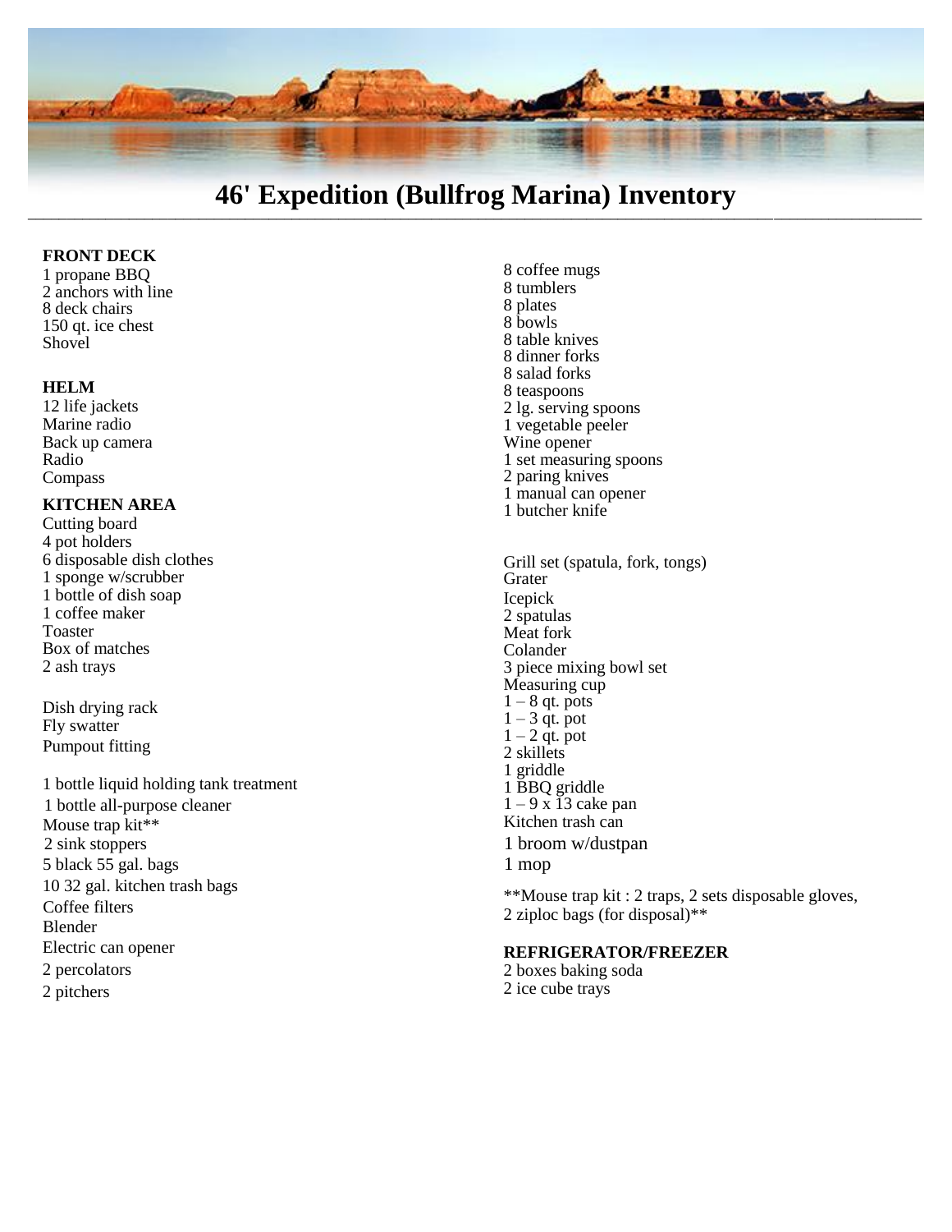# 46' Expedition (Bullfrog Marina) Inventory

**FRONT DECK**
1 propane BBQ
2 anchors with line
8 deck chairs
150 qt. ice chest
Shovel

**HELM**
12 life jackets
Marine radio
Back up camera
Radio
Compass

**KITCHEN AREA**
Cutting board
4 pot holders
6 disposable dish clothes
1 sponge w/scrubber
1 bottle of dish soap
1 coffee maker
Toaster
Box of matches
2 ash trays

Dish drying rack
Fly swatter
Pumpout fitting

1 bottle liquid holding tank treatment
1 bottle all-purpose cleaner
Mouse trap kit**
2 sink stoppers
5 black 55 gal. bags
10 32 gal. kitchen trash bags
Coffee filters
Blender
Electric can opener
2 percolators
2 pitchers

8 coffee mugs
8 tumblers
8 plates
8 bowls
8 table knives
8 dinner forks
8 salad forks
8 teaspoons
2 lg. serving spoons
1 vegetable peeler
Wine opener
1 set measuring spoons
2 paring knives
1 manual can opener
1 butcher knife

Grill set (spatula, fork, tongs)
Grater
Icepick
2 spatulas
Meat fork
Colander
3 piece mixing bowl set
Measuring cup
1 – 8 qt. pots
1 – 3 qt. pot
1 – 2 qt. pot
2 skillets
1 griddle
1 BBQ griddle
1 – 9 x 13 cake pan
Kitchen trash can
1 broom w/dustpan
1 mop

**Mouse trap kit : 2 traps, 2 sets disposable gloves, 2 ziploc bags (for disposal)**

**REFRIGERATOR/FREEZER**
2 boxes baking soda
2 ice cube trays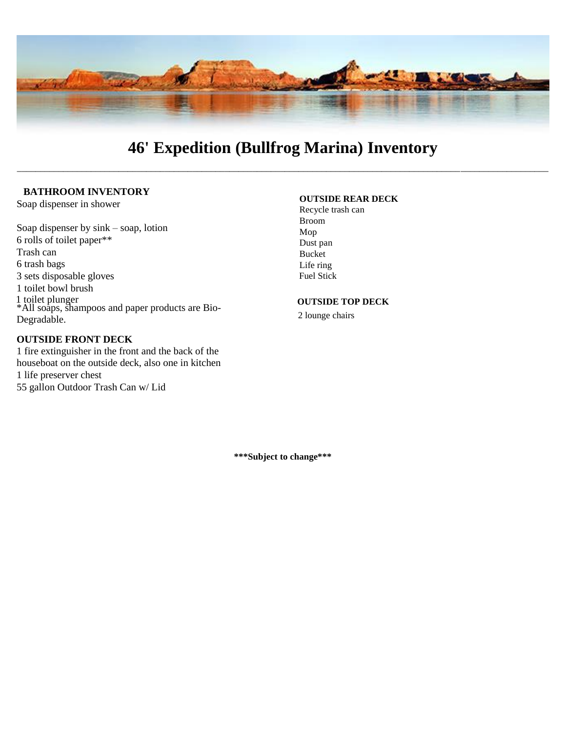# 46' Expedition (Bullfrog Marina) Inventory

---

**BATHROOM INVENTORY**

Soap dispenser in shower

Soap dispenser by sink – soap, lotion
6 rolls of toilet paper**
Trash can
6 trash bags
3 sets disposable gloves
1 toilet bowl brush
1 toilet plunger
*All soaps, shampoos and paper products are Bio-Degradable.

**OUTSIDE FRONT DECK**

1 fire extinguisher in the front and the back of the houseboat on the outside deck, also one in kitchen
1 life preserver chest
55 gallon Outdoor Trash Can w/ Lid

**OUTSIDE REAR DECK**

Recycle trash can
Broom
Mop
Dust pan
Bucket
Life ring
Fuel Stick

**OUTSIDE TOP DECK**

2 lounge chairs

**\*\*\*Subject to change\*\*\***